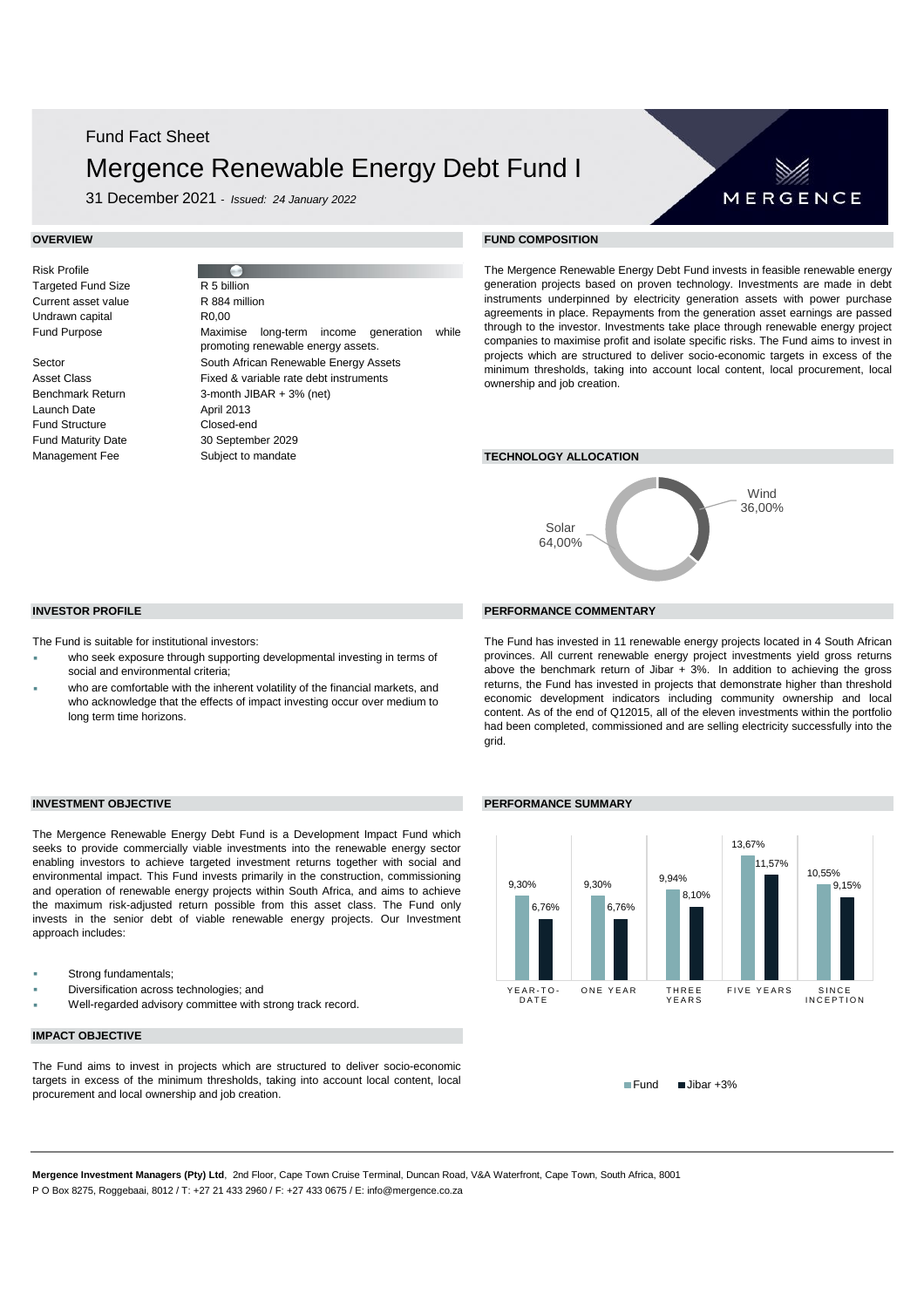Fund Fact Sheet

# Mergence Renewable Energy Debt Fund I

31 December 2021 - *Issued: 24 January 2022*

MERGENCE

## OVERVIEW

| | |
|---|---|
| Risk Profile | |
| Targeted Fund Size | R 5 billion |
| Current asset value | R 884 million |
| Undrawn capital | R0,00 |
| Fund Purpose | Maximise long-term income generation while promoting renewable energy assets. |
| Sector | South African Renewable Energy Assets |
| Asset Class | Fixed & variable rate debt instruments |
| Benchmark Return | 3-month JIBAR + 3% (net) |
| Launch Date | April 2013 |
| Fund Structure | Closed-end |
| Fund Maturity Date | 30 September 2029 |
| Management Fee | Subject to mandate |

## FUND COMPOSITION

The Mergence Renewable Energy Debt Fund invests in feasible renewable energy generation projects based on proven technology. Investments are made in debt instruments underpinned by electricity generation assets with power purchase agreements in place. Repayments from the generation asset earnings are passed through to the investor. Investments take place through renewable energy project companies to maximise profit and isolate specific risks. The Fund aims to invest in projects which are structured to deliver socio-economic targets in excess of the minimum thresholds, taking into account local content, local procurement, local ownership and job creation.

## TECHNOLOGY ALLOCATION

| Technology | Allocation |
|---|---|
| Wind | 36,00% |
| Solar | 64,00% |

## INVESTOR PROFILE

The Fund is suitable for institutional investors:

- who seek exposure through supporting developmental investing in terms of social and environmental criteria;
- who are comfortable with the inherent volatility of the financial markets, and who acknowledge that the effects of impact investing occur over medium to long term time horizons.

## PERFORMANCE COMMENTARY

The Fund has invested in 11 renewable energy projects located in 4 South African provinces. All current renewable energy project investments yield gross returns above the benchmark return of Jibar + 3%. In addition to achieving the gross returns, the Fund has invested in projects that demonstrate higher than threshold economic development indicators including community ownership and local content. As of the end of Q12015, all of the eleven investments within the portfolio had been completed, commissioned and are selling electricity successfully into the grid.

## INVESTMENT OBJECTIVE

The Mergence Renewable Energy Debt Fund is a Development Impact Fund which seeks to provide commercially viable investments into the renewable energy sector enabling investors to achieve targeted investment returns together with social and environmental impact. This Fund invests primarily in the construction, commissioning and operation of renewable energy projects within South Africa, and aims to achieve the maximum risk-adjusted return possible from this asset class. The Fund only invests in the senior debt of viable renewable energy projects. Our Investment approach includes:

- Strong fundamentals;
- Diversification across technologies; and
- Well-regarded advisory committee with strong track record.

## IMPACT OBJECTIVE

The Fund aims to invest in projects which are structured to deliver socio-economic targets in excess of the minimum thresholds, taking into account local content, local procurement and local ownership and job creation.

## PERFORMANCE SUMMARY

| | Year-to-Date | One Year | Three Years | Five Years | Since Inception |
|---|---|---|---|---|---|
| Fund | 9,30% | 9,30% | 9,94% | 13,67% | 10,55% |
| Jibar +3% | 6,76% | 6,76% | 8,10% | 11,57% | 9,15% |

**Mergence Investment Managers (Pty) Ltd**, 2nd Floor, Cape Town Cruise Terminal, Duncan Road, V&A Waterfront, Cape Town, South Africa, 8001
P O Box 8275, Roggebaai, 8012 / T: +27 21 433 2960 / F: +27 433 0675 / E: info@mergence.co.za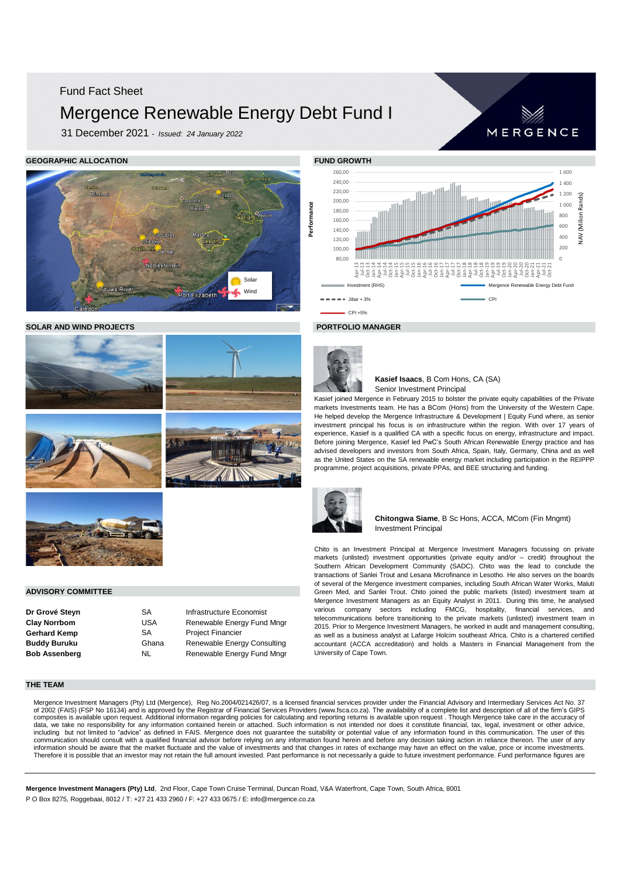Fund Fact Sheet

# Mergence Renewable Energy Debt Fund I

31 December 2021 - *Issued: 24 January 2022*

MERGENCE

## GEOGRAPHIC ALLOCATION

Solar
Wind

## FUND GROWTH

Performance

260,00
240,00
220,00
200,00
180,00
160,00
140,00
120,00
100,00
80,00

1 600
1 400
1 200
1 000
800
600
400
200
0

NAV (Million Rands)

Apr-13 Jul-13 Oct-13 Jan-14 Apr-14 Jul-14 Oct-14 Jan-15 Apr-15 Jul-15 Oct-15 Jan-16 Apr-16 Jul-16 Oct-16 Jan-17 Apr-17 Jul-17 Oct-17 Jan-18 Apr-18 Jul-18 Oct-18 Jan-19 Apr-19 Jul-19 Oct-19 Jan-20 Apr-20 Jul-20 Oct-20 Jan-21 Apr-21 Jul-21 Oct-21

Investment (RHS)
Mergence Renewable Energy Debt Fund
Jibar + 3%
CPI
CPI +5%

## SOLAR AND WIND PROJECTS

## PORTFOLIO MANAGER

**Kasief Isaacs**, B Com Hons, CA (SA)
Senior Investment Principal

Kasief joined Mergence in February 2015 to bolster the private equity capabilities of the Private markets Investments team. He has a BCom (Hons) from the University of the Western Cape. He helped develop the Mergence Infrastructure & Development | Equity Fund where, as senior investment principal his focus is on infrastructure within the region. With over 17 years of experience, Kasief is a qualified CA with a specific focus on energy, infrastructure and impact. Before joining Mergence, Kasief led PwC's South African Renewable Energy practice and has advised developers and investors from South Africa, Spain, Italy, Germany, China and as well as the United States on the SA renewable energy market including participation in the REIPPP programme, project acquisitions, private PPAs, and BEE structuring and funding.

**Chitongwa Siame**, B Sc Hons, ACCA, MCom (Fin Mngmt)
Investment Principal

Chito is an Investment Principal at Mergence Investment Managers focussing on private markets (unlisted) investment opportunities (private equity and/or – credit) throughout the Southern African Development Community (SADC). Chito was the lead to conclude the transactions of Sanlei Trout and Lesana Microfinance in Lesotho. He also serves on the boards of several of the Mergence investment companies, including South African Water Works, Maluti Green Med, and Sanlei Trout. Chito joined the public markets (listed) investment team at Mergence Investment Managers as an Equity Analyst in 2011. During this time, he analysed various company sectors including FMCG, hospitality, financial services, and telecommunications before transitioning to the private markets (unlisted) investment team in 2015. Prior to Mergence Investment Managers, he worked in audit and management consulting, as well as a business analyst at Lafarge Holcim southeast Africa. Chito is a chartered certified accountant (ACCA accreditation) and holds a Masters in Financial Management from the University of Cape Town.

## ADVISORY COMMITTEE

| | | |
|---|---|---|
| **Dr Grové Steyn** | SA | Infrastructure Economist |
| **Clay Norrbom** | USA | Renewable Energy Fund Mngr |
| **Gerhard Kemp** | SA | Project Financier |
| **Buddy Buruku** | Ghana | Renewable Energy Consulting |
| **Bob Assenberg** | NL | Renewable Energy Fund Mngr |

## THE TEAM

Mergence Investment Managers (Pty) Ltd (Mergence), Reg No.2004/021426/07, is a licensed financial services provider under the Financial Advisory and Intermediary Services Act No. 37 of 2002 (FAIS) (FSP No 16134) and is approved by the Registrar of Financial Services Providers (www.fsca.co.za). The availability of a complete list and description of all of the firm's GIPS composites is available upon request. Additional information regarding policies for calculating and reporting returns is available upon request . Though Mergence take care in the accuracy of data, we take no responsibility for any information contained herein or attached. Such information is not intended nor does it constitute financial, tax, legal, investment or other advice, including but not limited to "advice" as defined in FAIS. Mergence does not guarantee the suitability or potential value of any information found in this communication. The user of this communication should consult with a qualified financial advisor before relying on any information found herein and before any decision taking action in reliance thereon. The user of any information should be aware that the market fluctuate and the value of investments and that changes in rates of exchange may have an effect on the value, price or income investments. Therefore it is possible that an investor may not retain the full amount invested. Past performance is not necessarily a guide to future investment performance. Fund performance figures are

**Mergence Investment Managers (Pty) Ltd**, 2nd Floor, Cape Town Cruise Terminal, Duncan Road, V&A Waterfront, Cape Town, South Africa, 8001
P O Box 8275, Roggebaai, 8012 / T: +27 21 433 2960 / F: +27 433 0675 / E: info@mergence.co.za